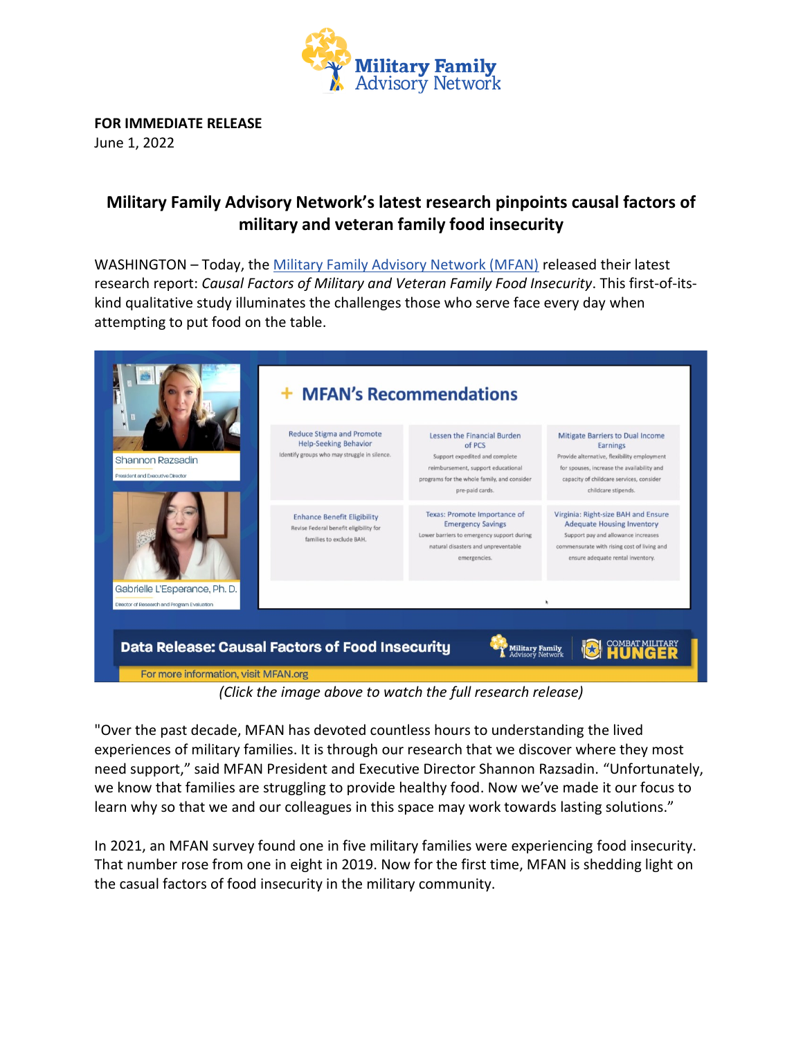**FOR IMMEDIATE RELEASE**
June 1, 2022

## Military Family Advisory Network's latest research pinpoints causal factors of military and veteran family food insecurity

WASHINGTON – Today, the Military Family Advisory Network (MFAN) released their latest research report: *Causal Factors of Military and Veteran Family Food Insecurity*. This first-of-its-kind qualitative study illuminates the challenges those who serve face every day when attempting to put food on the table.

*(Click the image above to watch the full research release)*

"Over the past decade, MFAN has devoted countless hours to understanding the lived experiences of military families. It is through our research that we discover where they most need support," said MFAN President and Executive Director Shannon Razsadin. "Unfortunately, we know that families are struggling to provide healthy food. Now we've made it our focus to learn why so that we and our colleagues in this space may work towards lasting solutions."

In 2021, an MFAN survey found one in five military families were experiencing food insecurity. That number rose from one in eight in 2019. Now for the first time, MFAN is shedding light on the casual factors of food insecurity in the military community.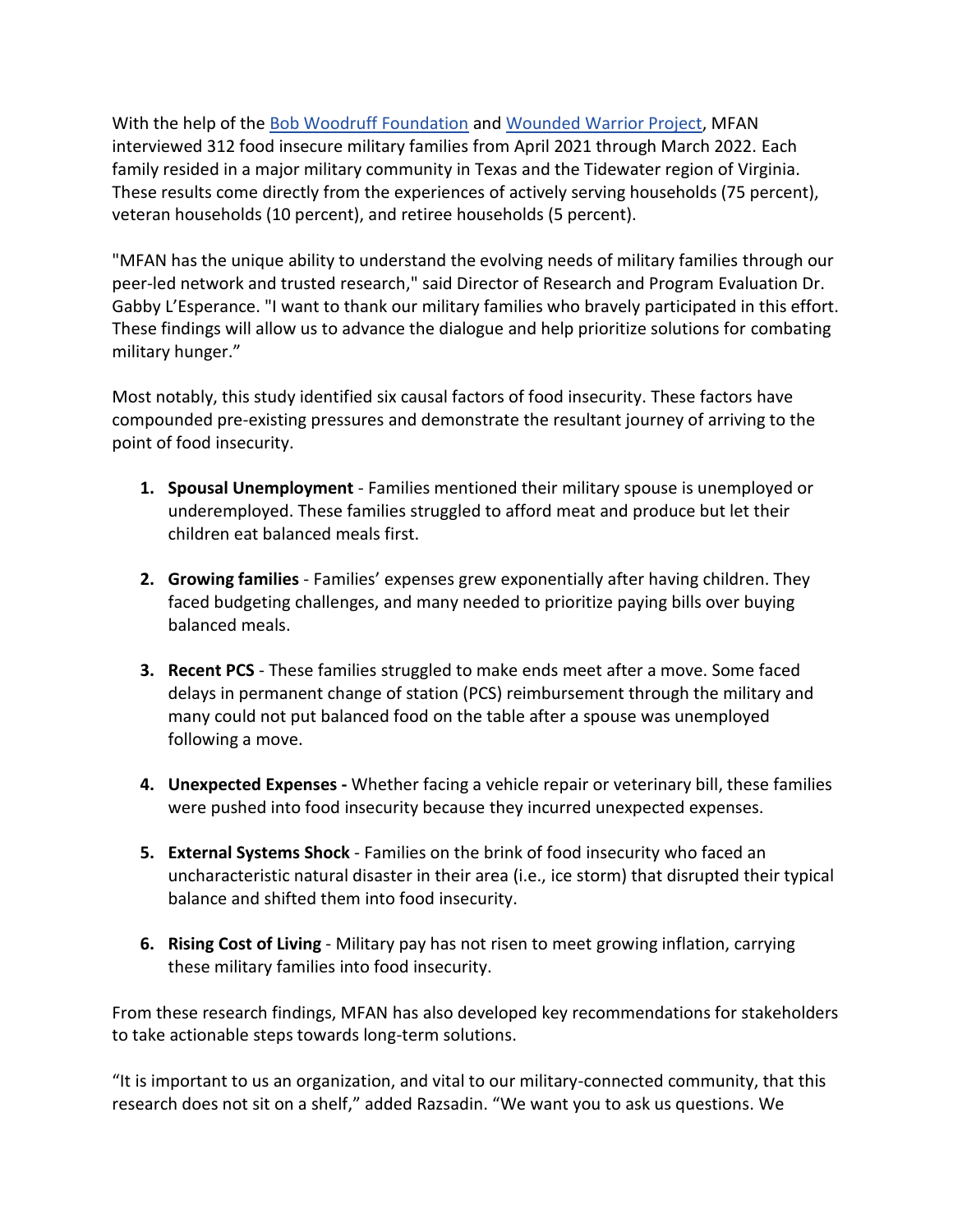With the help of the [Bob Woodruff Foundation](#) and [Wounded Warrior Project](#), MFAN interviewed 312 food insecure military families from April 2021 through March 2022. Each family resided in a major military community in Texas and the Tidewater region of Virginia. These results come directly from the experiences of actively serving households (75 percent), veteran households (10 percent), and retiree households (5 percent).

"MFAN has the unique ability to understand the evolving needs of military families through our peer-led network and trusted research," said Director of Research and Program Evaluation Dr. Gabby L'Esperance. "I want to thank our military families who bravely participated in this effort. These findings will allow us to advance the dialogue and help prioritize solutions for combating military hunger."

Most notably, this study identified six causal factors of food insecurity. These factors have compounded pre-existing pressures and demonstrate the resultant journey of arriving to the point of food insecurity.

1. **Spousal Unemployment** - Families mentioned their military spouse is unemployed or underemployed. These families struggled to afford meat and produce but let their children eat balanced meals first.

2. **Growing families** - Families' expenses grew exponentially after having children. They faced budgeting challenges, and many needed to prioritize paying bills over buying balanced meals.

3. **Recent PCS** - These families struggled to make ends meet after a move. Some faced delays in permanent change of station (PCS) reimbursement through the military and many could not put balanced food on the table after a spouse was unemployed following a move.

4. **Unexpected Expenses -** Whether facing a vehicle repair or veterinary bill, these families were pushed into food insecurity because they incurred unexpected expenses.

5. **External Systems Shock** - Families on the brink of food insecurity who faced an uncharacteristic natural disaster in their area (i.e., ice storm) that disrupted their typical balance and shifted them into food insecurity.

6. **Rising Cost of Living** - Military pay has not risen to meet growing inflation, carrying these military families into food insecurity.

From these research findings, MFAN has also developed key recommendations for stakeholders to take actionable steps towards long-term solutions.

"It is important to us an organization, and vital to our military-connected community, that this research does not sit on a shelf," added Razsadin. "We want you to ask us questions. We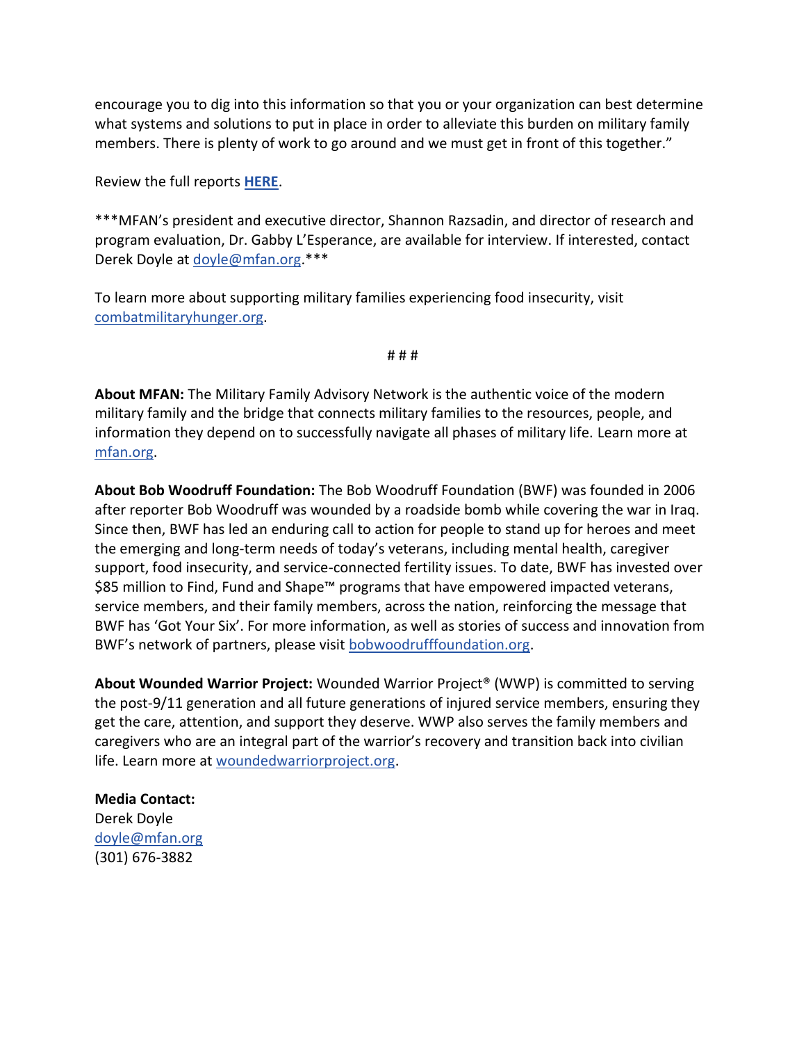encourage you to dig into this information so that you or your organization can best determine what systems and solutions to put in place in order to alleviate this burden on military family members. There is plenty of work to go around and we must get in front of this together."

Review the full reports **HERE**.

***MFAN's president and executive director, Shannon Razsadin, and director of research and program evaluation, Dr. Gabby L'Esperance, are available for interview. If interested, contact Derek Doyle at doyle@mfan.org.***

To learn more about supporting military families experiencing food insecurity, visit combatmilitaryhunger.org.

# # #

**About MFAN:** The Military Family Advisory Network is the authentic voice of the modern military family and the bridge that connects military families to the resources, people, and information they depend on to successfully navigate all phases of military life. Learn more at mfan.org.

**About Bob Woodruff Foundation:** The Bob Woodruff Foundation (BWF) was founded in 2006 after reporter Bob Woodruff was wounded by a roadside bomb while covering the war in Iraq. Since then, BWF has led an enduring call to action for people to stand up for heroes and meet the emerging and long-term needs of today's veterans, including mental health, caregiver support, food insecurity, and service-connected fertility issues. To date, BWF has invested over $85 million to Find, Fund and Shape™ programs that have empowered impacted veterans, service members, and their family members, across the nation, reinforcing the message that BWF has 'Got Your Six'. For more information, as well as stories of success and innovation from BWF's network of partners, please visit bobwoodrufffoundation.org.

**About Wounded Warrior Project:** Wounded Warrior Project® (WWP) is committed to serving the post-9/11 generation and all future generations of injured service members, ensuring they get the care, attention, and support they deserve. WWP also serves the family members and caregivers who are an integral part of the warrior's recovery and transition back into civilian life. Learn more at woundedwarriorproject.org.

**Media Contact:**
Derek Doyle
doyle@mfan.org
(301) 676-3882